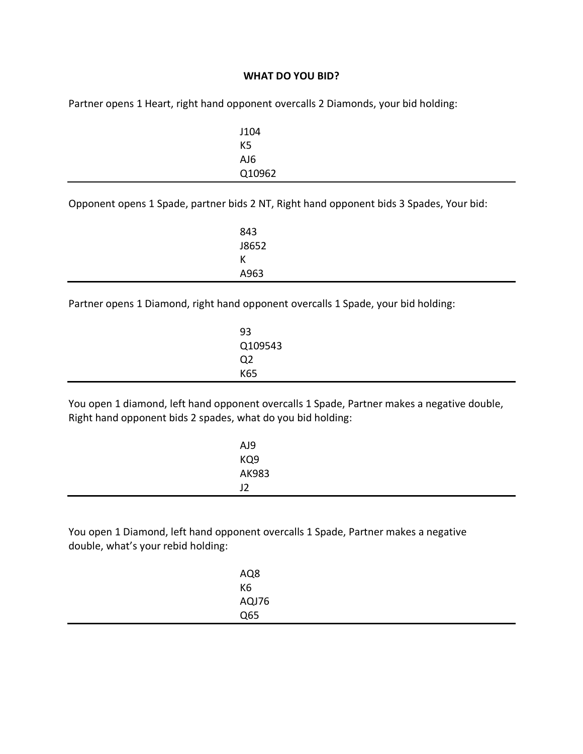**WHAT DO YOU BID?**

Partner opens 1 Heart, right hand opponent overcalls 2 Diamonds, your bid holding:

J104
K5
AJ6
Q10962

---

Opponent opens 1 Spade, partner bids 2 NT, Right hand opponent bids 3 Spades, Your bid:

843
J8652
K
A963

---

Partner opens 1 Diamond, right hand opponent overcalls 1 Spade, your bid holding:

93
Q109543
Q2
K65

---

You open 1 diamond, left hand opponent overcalls 1 Spade, Partner makes a negative double, Right hand opponent bids 2 spades, what do you bid holding:

AJ9
KQ9
AK983
J2

---

You open 1 Diamond, left hand opponent overcalls 1 Spade, Partner makes a negative double, what's your rebid holding:

AQ8
K6
AQJ76
Q65

---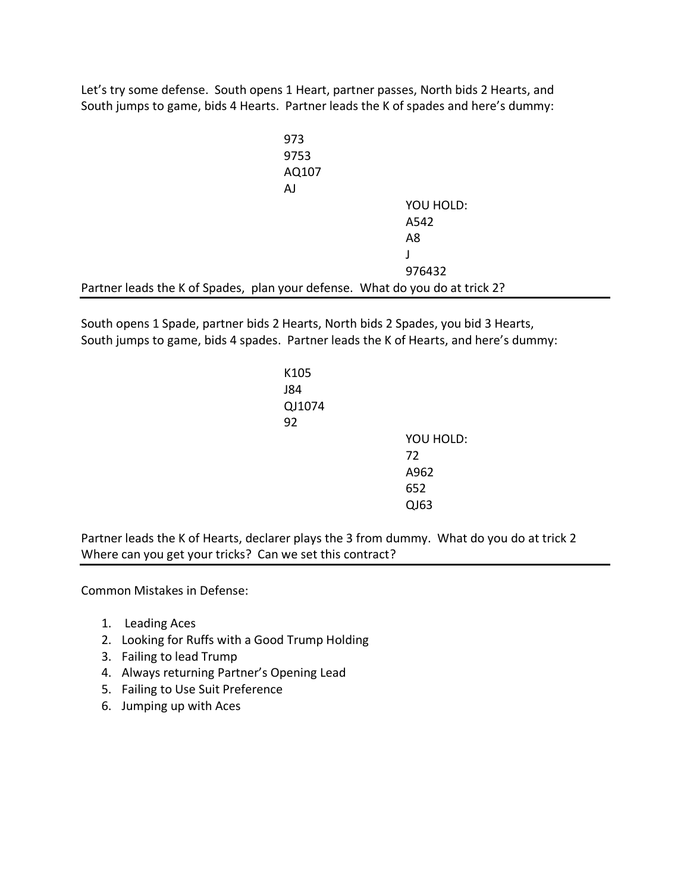Let's try some defense. South opens 1 Heart, partner passes, North bids 2 Hearts, and South jumps to game, bids 4 Hearts. Partner leads the K of spades and here's dummy:

973
9753
AQ107
AJ

YOU HOLD:
A542
A8
J
976432

Partner leads the K of Spades, plan your defense. What do you do at trick 2?

---

South opens 1 Spade, partner bids 2 Hearts, North bids 2 Spades, you bid 3 Hearts, South jumps to game, bids 4 spades. Partner leads the K of Hearts, and here's dummy:

K105
J84
QJ1074
92

YOU HOLD:
72
A962
652
QJ63

Partner leads the K of Hearts, declarer plays the 3 from dummy. What do you do at trick 2
Where can you get your tricks? Can we set this contract?

---

Common Mistakes in Defense:

1. Leading Aces
2. Looking for Ruffs with a Good Trump Holding
3. Failing to lead Trump
4. Always returning Partner's Opening Lead
5. Failing to Use Suit Preference
6. Jumping up with Aces